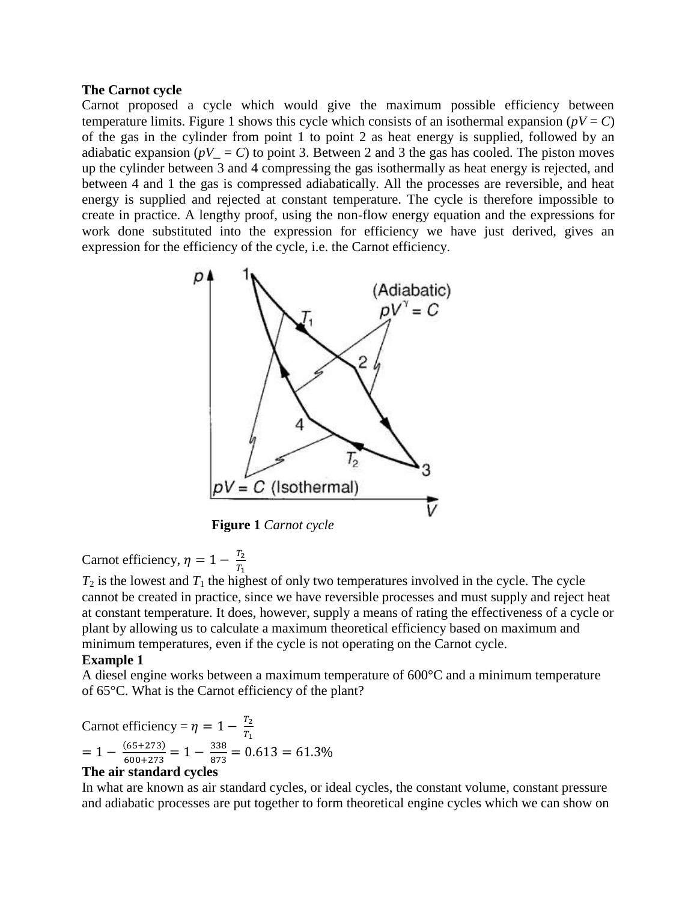**The Carnot cycle**

Carnot proposed a cycle which would give the maximum possible efficiency between temperature limits. Figure 1 shows this cycle which consists of an isothermal expansion ($pV = C$) of the gas in the cylinder from point 1 to point 2 as heat energy is supplied, followed by an adiabatic expansion ($pV\_ = C$) to point 3. Between 2 and 3 the gas has cooled. The piston moves up the cylinder between 3 and 4 compressing the gas isothermally as heat energy is rejected, and between 4 and 1 the gas is compressed adiabatically. All the processes are reversible, and heat energy is supplied and rejected at constant temperature. The cycle is therefore impossible to create in practice. A lengthy proof, using the non-flow energy equation and the expressions for work done substituted into the expression for efficiency we have just derived, gives an expression for the efficiency of the cycle, i.e. the Carnot efficiency.

**Figure 1** *Carnot cycle*

Carnot efficiency, $\eta = 1 - \frac{T_2}{T_1}$

$T_2$ is the lowest and $T_1$ the highest of only two temperatures involved in the cycle. The cycle cannot be created in practice, since we have reversible processes and must supply and reject heat at constant temperature. It does, however, supply a means of rating the effectiveness of a cycle or plant by allowing us to calculate a maximum theoretical efficiency based on maximum and minimum temperatures, even if the cycle is not operating on the Carnot cycle.

**Example 1**

A diesel engine works between a maximum temperature of 600°C and a minimum temperature of 65°C. What is the Carnot efficiency of the plant?

Carnot efficiency = $\eta = 1 - \frac{T_2}{T_1}$

$= 1 - \frac{(65+273)}{600+273} = 1 - \frac{338}{873} = 0.613 = 61.3\%$

**The air standard cycles**

In what are known as air standard cycles, or ideal cycles, the constant volume, constant pressure and adiabatic processes are put together to form theoretical engine cycles which we can show on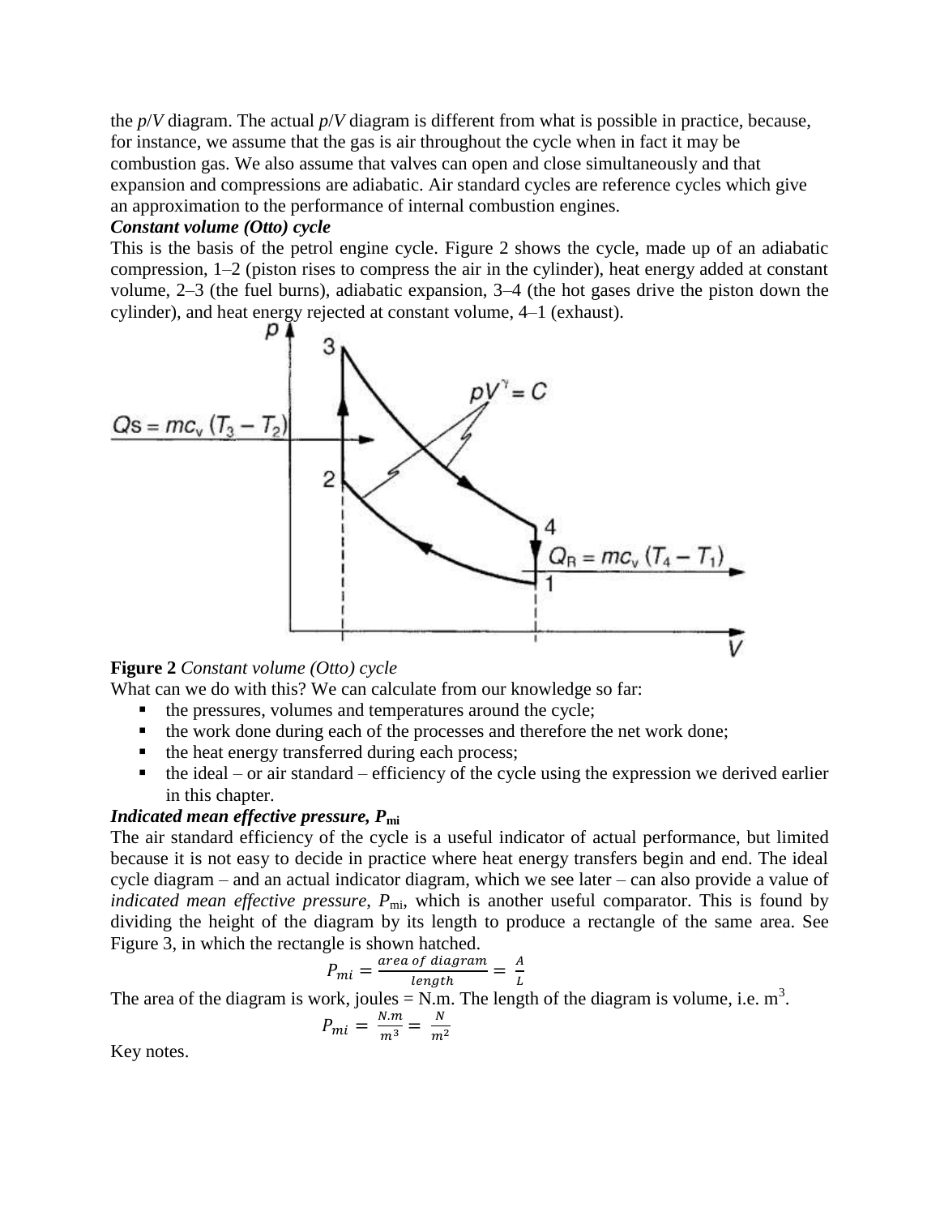the *p*/*V* diagram. The actual *p*/*V* diagram is different from what is possible in practice, because, for instance, we assume that the gas is air throughout the cycle when in fact it may be combustion gas. We also assume that valves can open and close simultaneously and that expansion and compressions are adiabatic. Air standard cycles are reference cycles which give an approximation to the performance of internal combustion engines.

***Constant volume (Otto) cycle***

This is the basis of the petrol engine cycle. Figure 2 shows the cycle, made up of an adiabatic compression, 1–2 (piston rises to compress the air in the cylinder), heat energy added at constant volume, 2–3 (the fuel burns), adiabatic expansion, 3–4 (the hot gases drive the piston down the cylinder), and heat energy rejected at constant volume, 4–1 (exhaust).

**Figure 2** *Constant volume (Otto) cycle*

What can we do with this? We can calculate from our knowledge so far:

- the pressures, volumes and temperatures around the cycle;
- the work done during each of the processes and therefore the net work done;
- the heat energy transferred during each process;
- the ideal – or air standard – efficiency of the cycle using the expression we derived earlier in this chapter.

***Indicated mean effective pressure, $P_{mi}$***

The air standard efficiency of the cycle is a useful indicator of actual performance, but limited because it is not easy to decide in practice where heat energy transfers begin and end. The ideal cycle diagram – and an actual indicator diagram, which we see later – can also provide a value of *indicated mean effective pressure*, $P_{mi}$, which is another useful comparator. This is found by dividing the height of the diagram by its length to produce a rectangle of the same area. See Figure 3, in which the rectangle is shown hatched.

$$P_{mi} = \frac{area\ of\ diagram}{length} = \frac{A}{L}$$

The area of the diagram is work, joules = N.m. The length of the diagram is volume, i.e. $m^3$.

$$P_{mi} = \frac{N.m}{m^3} = \frac{N}{m^2}$$

Key notes.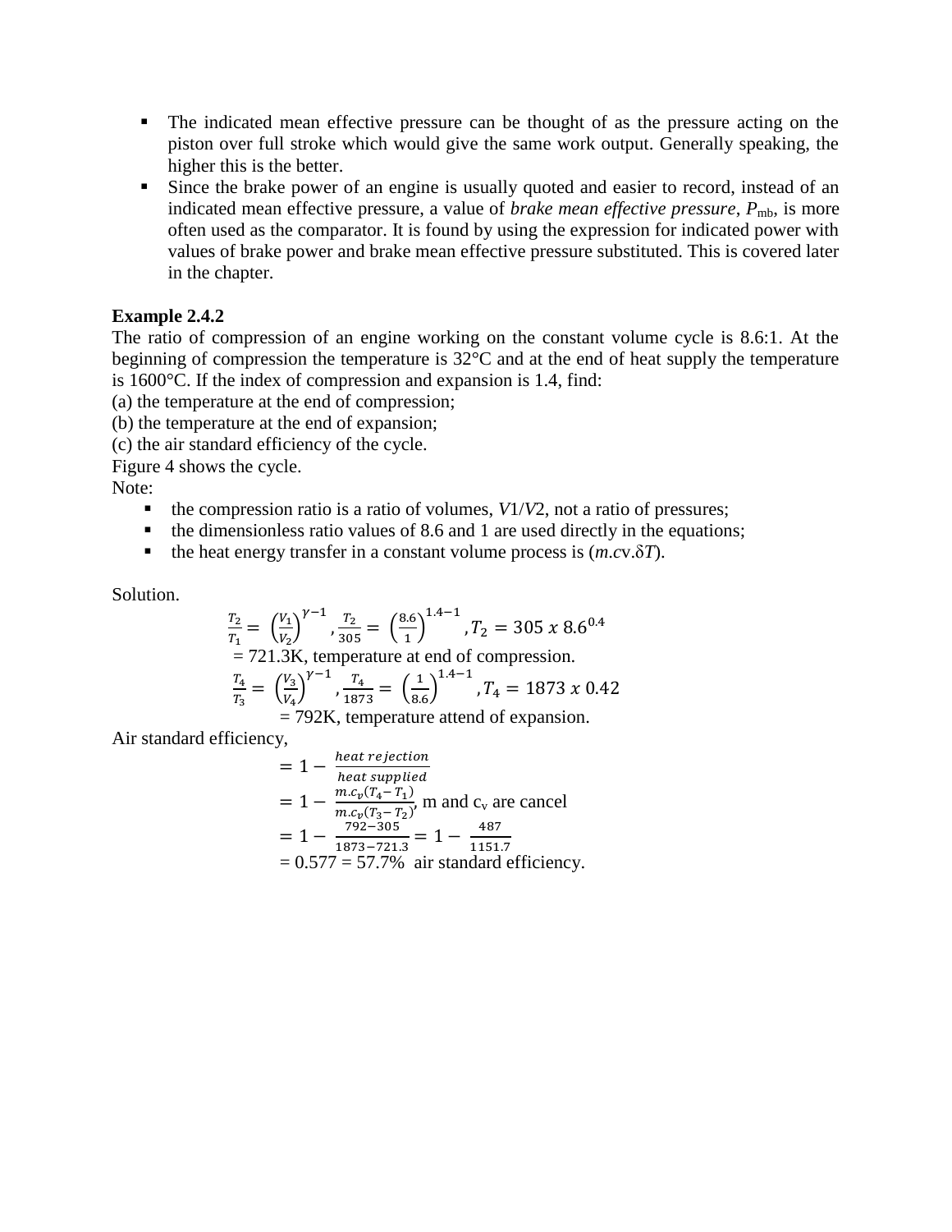- The indicated mean effective pressure can be thought of as the pressure acting on the piston over full stroke which would give the same work output. Generally speaking, the higher this is the better.
- Since the brake power of an engine is usually quoted and easier to record, instead of an indicated mean effective pressure, a value of *brake mean effective pressure*, $P_{mb}$, is more often used as the comparator. It is found by using the expression for indicated power with values of brake power and brake mean effective pressure substituted. This is covered later in the chapter.

**Example 2.4.2**

The ratio of compression of an engine working on the constant volume cycle is 8.6:1. At the beginning of compression the temperature is 32°C and at the end of heat supply the temperature is 1600°C. If the index of compression and expansion is 1.4, find:

(a) the temperature at the end of compression;

(b) the temperature at the end of expansion;

(c) the air standard efficiency of the cycle.

Figure 4 shows the cycle.

Note:

- the compression ratio is a ratio of volumes, $V1/V2$, not a ratio of pressures;
- the dimensionless ratio values of 8.6 and 1 are used directly in the equations;
- the heat energy transfer in a constant volume process is ($m.c_v.\delta T$).

Solution.

$$\frac{T_2}{T_1} = \left(\frac{V_1}{V_2}\right)^{\gamma-1}, \frac{T_2}{305} = \left(\frac{8.6}{1}\right)^{1.4-1}, T_2 = 305 \ x \ 8.6^{0.4}$$

= 721.3K, temperature at end of compression.

$$\frac{T_4}{T_3} = \left(\frac{V_3}{V_4}\right)^{\gamma-1}, \frac{T_4}{1873} = \left(\frac{1}{8.6}\right)^{1.4-1}, T_4 = 1873 \ x \ 0.42$$

= 792K, temperature attend of expansion.

Air standard efficiency,

$$= 1 - \frac{heat\ rejection}{heat\ supplied}$$

$$= 1 - \frac{m.c_v(T_4 - T_1)}{m.c_v(T_3 - T_2)}, \text{ m and } c_v \text{ are cancel}$$

$$= 1 - \frac{792-305}{1873-721.3} = 1 - \frac{487}{1151.7}$$

= 0.577 = 57.7% air standard efficiency.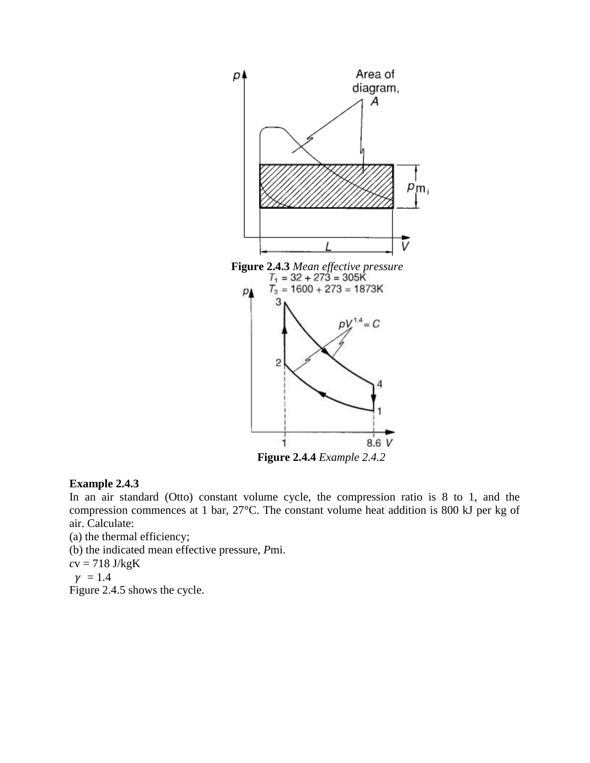**Figure 2.4.3** *Mean effective pressure*

**Figure 2.4.4** *Example 2.4.2*

**Example 2.4.3**

In an air standard (Otto) constant volume cycle, the compression ratio is 8 to 1, and the compression commences at 1 bar, 27°C. The constant volume heat addition is 800 kJ per kg of air. Calculate:

(a) the thermal efficiency;

(b) the indicated mean effective pressure, $P_{mi}$.

$c_v = 718$ J/kgK

$\gamma = 1.4$

Figure 2.4.5 shows the cycle.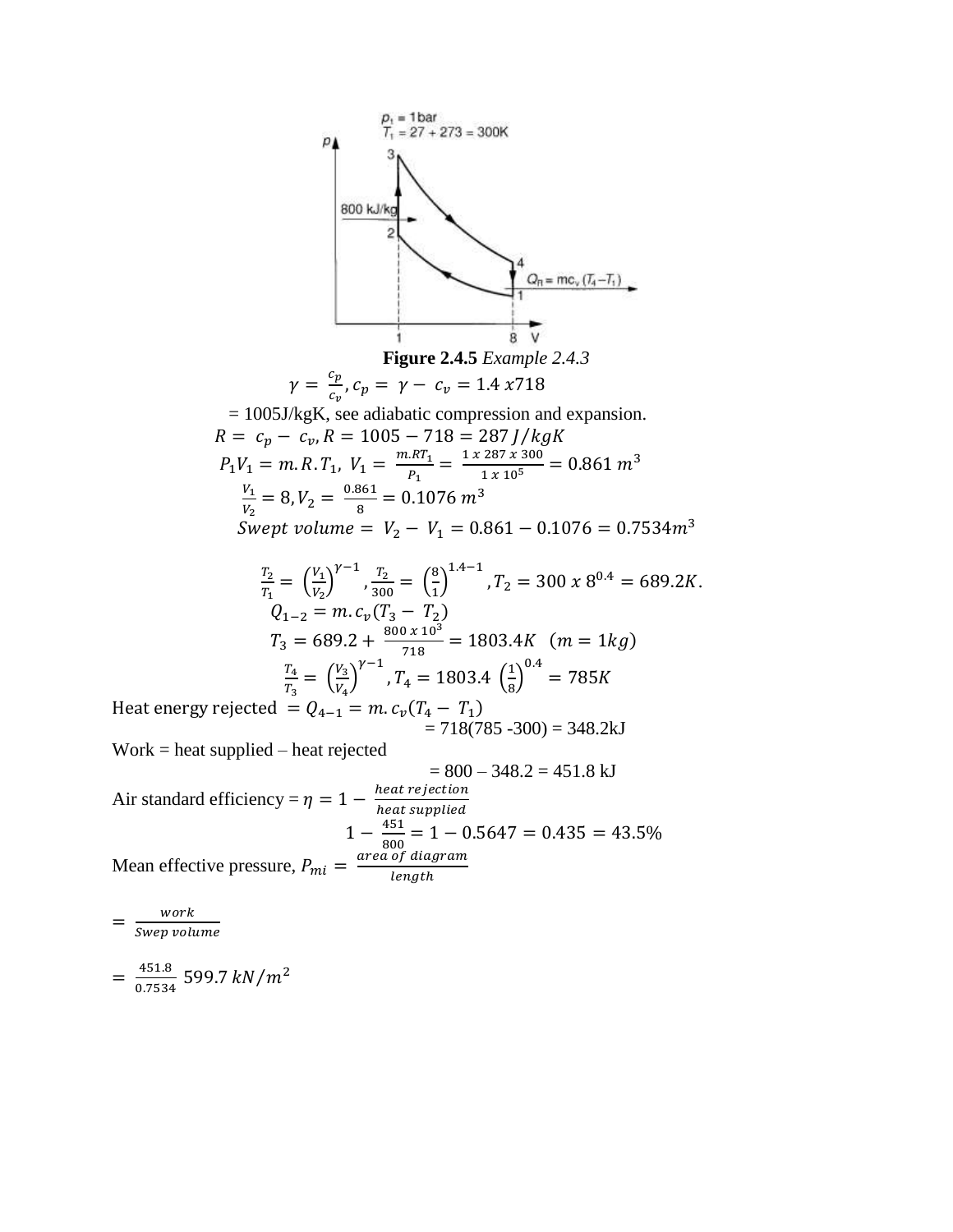**Figure 2.4.5** *Example 2.4.3*

$$\gamma = \frac{c_p}{c_v}, c_p = \gamma - c_v = 1.4\ x718$$

= 1005J/kgK, see adiabatic compression and expansion.

$$R = c_p - c_v, R = 1005 - 718 = 287\ J/kgK$$

$$P_1V_1 = m.R.T_1,\ V_1 = \frac{m.RT_1}{P_1} = \frac{1\ x\ 287\ x\ 300}{1\ x\ 10^5} = 0.861\ m^3$$

$$\frac{V_1}{V_2} = 8, V_2 = \frac{0.861}{8} = 0.1076\ m^3$$

$$Swept\ volume = V_2 - V_1 = 0.861 - 0.1076 = 0.7534m^3$$

$$\frac{T_2}{T_1} = \left(\frac{V_1}{V_2}\right)^{\gamma-1}, \frac{T_2}{300} = \left(\frac{8}{1}\right)^{1.4-1}, T_2 = 300\ x\ 8^{0.4} = 689.2K.$$

$$Q_{1-2} = m.c_v(T_3 - T_2)$$

$$T_3 = 689.2 + \frac{800\ x\ 10^3}{718} = 1803.4K \quad (m = 1kg)$$

$$\frac{T_4}{T_3} = \left(\frac{V_3}{V_4}\right)^{\gamma-1}, T_4 = 1803.4\ \left(\frac{1}{8}\right)^{0.4} = 785K$$

Heat energy rejected $= Q_{4-1} = m.c_v(T_4 - T_1)$

= 718(785 -300) = 348.2kJ

Work = heat supplied – heat rejected

= 800 – 348.2 = 451.8 kJ

Air standard efficiency = $\eta = 1 - \frac{heat\ rejection}{heat\ supplied}$

$$1 - \frac{451}{800} = 1 - 0.5647 = 0.435 = 43.5\%$$

Mean effective pressure, $P_{mi} = \frac{area\ of\ diagram}{length}$

$$= \frac{work}{Swep\ volume}$$

$$= \frac{451.8}{0.7534}\ 599.7\ kN/m^2$$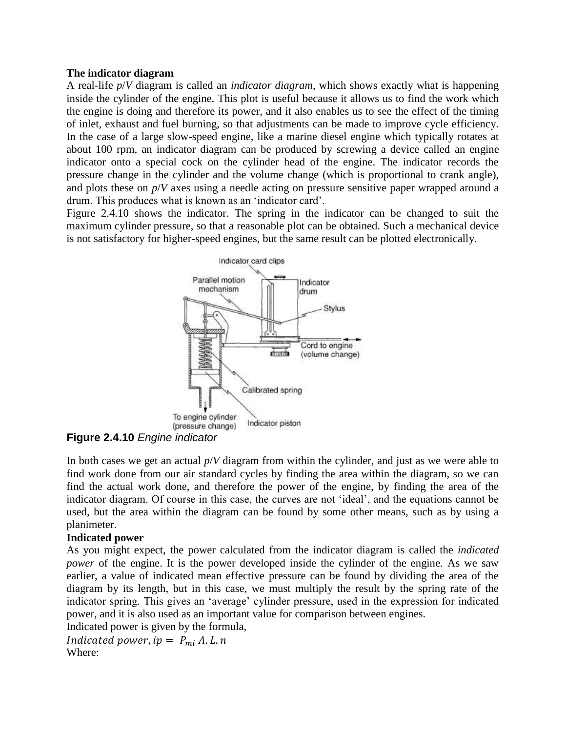**The indicator diagram**

A real-life *p*/*V* diagram is called an *indicator diagram*, which shows exactly what is happening inside the cylinder of the engine. This plot is useful because it allows us to find the work which the engine is doing and therefore its power, and it also enables us to see the effect of the timing of inlet, exhaust and fuel burning, so that adjustments can be made to improve cycle efficiency. In the case of a large slow-speed engine, like a marine diesel engine which typically rotates at about 100 rpm, an indicator diagram can be produced by screwing a device called an engine indicator onto a special cock on the cylinder head of the engine. The indicator records the pressure change in the cylinder and the volume change (which is proportional to crank angle), and plots these on *p*/*V* axes using a needle acting on pressure sensitive paper wrapped around a drum. This produces what is known as an 'indicator card'.

Figure 2.4.10 shows the indicator. The spring in the indicator can be changed to suit the maximum cylinder pressure, so that a reasonable plot can be obtained. Such a mechanical device is not satisfactory for higher-speed engines, but the same result can be plotted electronically.

Indicator card clips
Parallel motion mechanism
Indicator drum
Stylus
Cord to engine (volume change)
Calibrated spring
To engine cylinder (pressure change)
Indicator piston

**Figure 2.4.10** *Engine indicator*

In both cases we get an actual *p*/*V* diagram from within the cylinder, and just as we were able to find work done from our air standard cycles by finding the area within the diagram, so we can find the actual work done, and therefore the power of the engine, by finding the area of the indicator diagram. Of course in this case, the curves are not 'ideal', and the equations cannot be used, but the area within the diagram can be found by some other means, such as by using a planimeter.

**Indicated power**

As you might expect, the power calculated from the indicator diagram is called the *indicated power* of the engine. It is the power developed inside the cylinder of the engine. As we saw earlier, a value of indicated mean effective pressure can be found by dividing the area of the diagram by its length, but in this case, we must multiply the result by the spring rate of the indicator spring. This gives an 'average' cylinder pressure, used in the expression for indicated power, and it is also used as an important value for comparison between engines.

Indicated power is given by the formula,

$$Indicated\ power, ip = P_{mi}\, A.L.n$$

Where: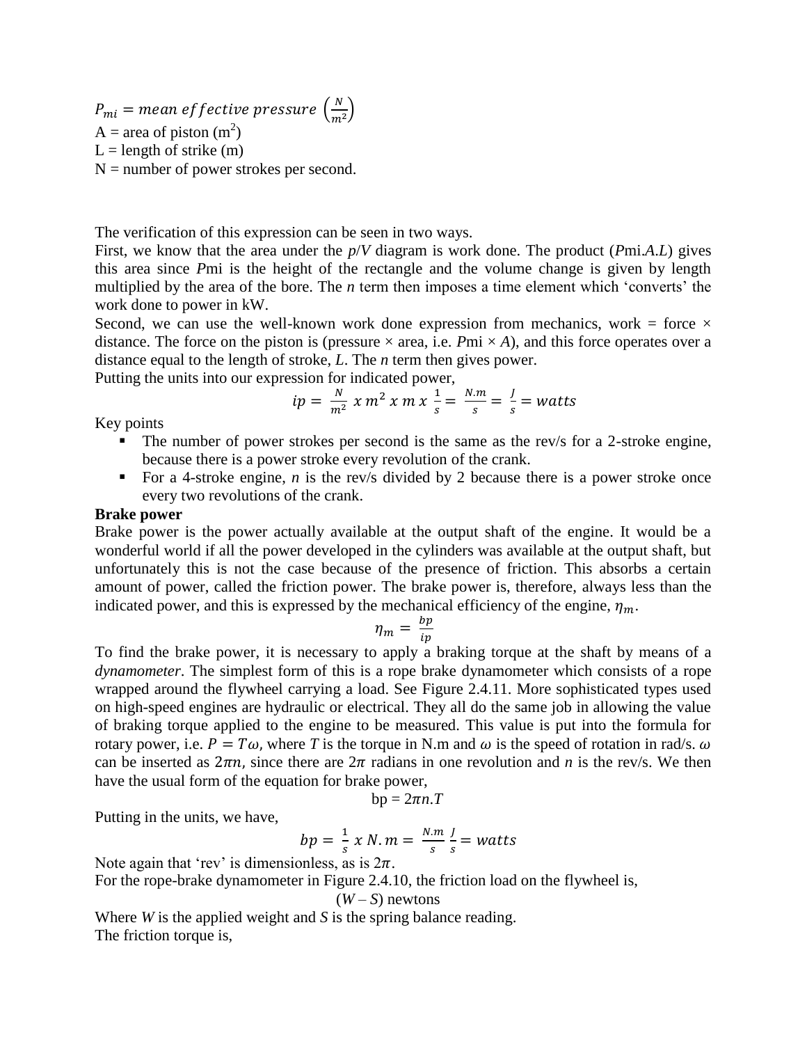$P_{mi} = mean\ effective\ pressure\ \left(\frac{N}{m^2}\right)$
A = area of piston ($m^2$)
L = length of strike (m)
N = number of power strokes per second.

The verification of this expression can be seen in two ways.
First, we know that the area under the *p*/*V* diagram is work done. The product (*P*mi.*A*.*L*) gives this area since *P*mi is the height of the rectangle and the volume change is given by length multiplied by the area of the bore. The *n* term then imposes a time element which 'converts' the work done to power in kW.
Second, we can use the well-known work done expression from mechanics, work = force × distance. The force on the piston is (pressure × area, i.e. *P*mi × *A*), and this force operates over a distance equal to the length of stroke, *L*. The *n* term then gives power.
Putting the units into our expression for indicated power,

$$ip = \frac{N}{m^2}\ x\ m^2\ x\ m\ x\ \frac{1}{s} = \frac{N.m}{s} = \frac{J}{s} = watts$$

Key points

- The number of power strokes per second is the same as the rev/s for a 2-stroke engine, because there is a power stroke every revolution of the crank.
- For a 4-stroke engine, *n* is the rev/s divided by 2 because there is a power stroke once every two revolutions of the crank.

**Brake power**

Brake power is the power actually available at the output shaft of the engine. It would be a wonderful world if all the power developed in the cylinders was available at the output shaft, but unfortunately this is not the case because of the presence of friction. This absorbs a certain amount of power, called the friction power. The brake power is, therefore, always less than the indicated power, and this is expressed by the mechanical efficiency of the engine, $\eta_m$.

$$\eta_m = \frac{bp}{ip}$$

To find the brake power, it is necessary to apply a braking torque at the shaft by means of a *dynamometer*. The simplest form of this is a rope brake dynamometer which consists of a rope wrapped around the flywheel carrying a load. See Figure 2.4.11. More sophisticated types used on high-speed engines are hydraulic or electrical. They all do the same job in allowing the value of braking torque applied to the engine to be measured. This value is put into the formula for rotary power, i.e. $P = T\omega$, where *T* is the torque in N.m and $\omega$ is the speed of rotation in rad/s. $\omega$ can be inserted as $2\pi n$, since there are $2\pi$ radians in one revolution and *n* is the rev/s. We then have the usual form of the equation for brake power,

$$bp = 2\pi n.T$$

Putting in the units, we have,

$$bp = \frac{1}{s}\ x\ N.m = \frac{N.m}{s}\ \frac{J}{s} = watts$$

Note again that 'rev' is dimensionless, as is $2\pi$.
For the rope-brake dynamometer in Figure 2.4.10, the friction load on the flywheel is,

$$(W - S)\ \text{newtons}$$

Where *W* is the applied weight and *S* is the spring balance reading.
The friction torque is,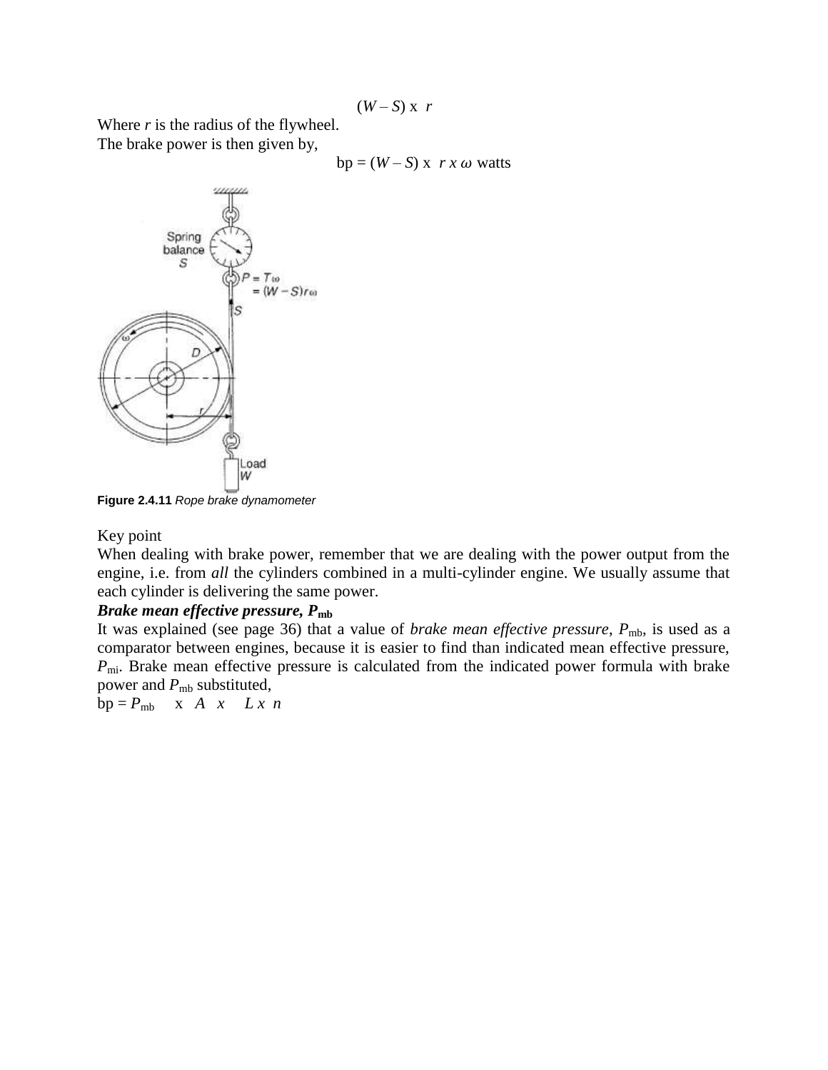$$(W - S) \times r$$

Where $r$ is the radius of the flywheel.
The brake power is then given by,

$$\text{bp} = (W - S) \times r \times \omega \text{ watts}$$

Spring balance S

$P = T\omega$
$= (W - S)r\omega$

S

ω

D

r

Load W

**Figure 2.4.11** *Rope brake dynamometer*

Key point

When dealing with brake power, remember that we are dealing with the power output from the engine, i.e. from *all* the cylinders combined in a multi-cylinder engine. We usually assume that each cylinder is delivering the same power.

***Brake mean effective pressure, $P_{mb}$***

It was explained (see page 36) that a value of *brake mean effective pressure*, $P_{mb}$, is used as a comparator between engines, because it is easier to find than indicated mean effective pressure, $P_{mi}$. Brake mean effective pressure is calculated from the indicated power formula with brake power and $P_{mb}$ substituted,

$$\text{bp} = P_{mb} \times A \times L \times n$$